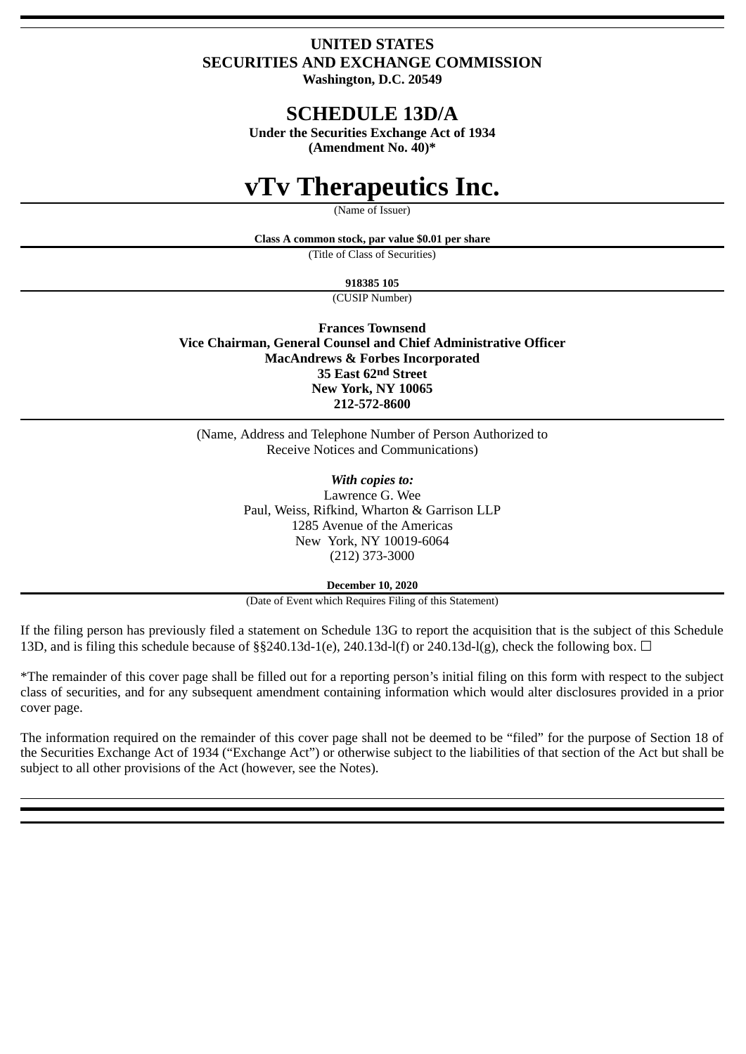**UNITED STATES**
**SECURITIES AND EXCHANGE COMMISSION**
**Washington, D.C. 20549**

# SCHEDULE 13D/A

**Under the Securities Exchange Act of 1934**
**(Amendment No. 40)***

# vTv Therapeutics Inc.

(Name of Issuer)

**Class A common stock, par value $0.01 per share**

(Title of Class of Securities)

**918385 105**

(CUSIP Number)

**Frances Townsend**
**Vice Chairman, General Counsel and Chief Administrative Officer**
**MacAndrews & Forbes Incorporated**
**35 East 62nd Street**
**New York, NY 10065**
**212-572-8600**

(Name, Address and Telephone Number of Person Authorized to Receive Notices and Communications)

***With copies to:***
Lawrence G. Wee
Paul, Weiss, Rifkind, Wharton & Garrison LLP
1285 Avenue of the Americas
New York, NY 10019-6064
(212) 373-3000

**December 10, 2020**

(Date of Event which Requires Filing of this Statement)

If the filing person has previously filed a statement on Schedule 13G to report the acquisition that is the subject of this Schedule 13D, and is filing this schedule because of §§240.13d-1(e), 240.13d-l(f) or 240.13d-l(g), check the following box. ☐

*The remainder of this cover page shall be filled out for a reporting person's initial filing on this form with respect to the subject class of securities, and for any subsequent amendment containing information which would alter disclosures provided in a prior cover page.

The information required on the remainder of this cover page shall not be deemed to be "filed" for the purpose of Section 18 of the Securities Exchange Act of 1934 ("Exchange Act") or otherwise subject to the liabilities of that section of the Act but shall be subject to all other provisions of the Act (however, see the Notes).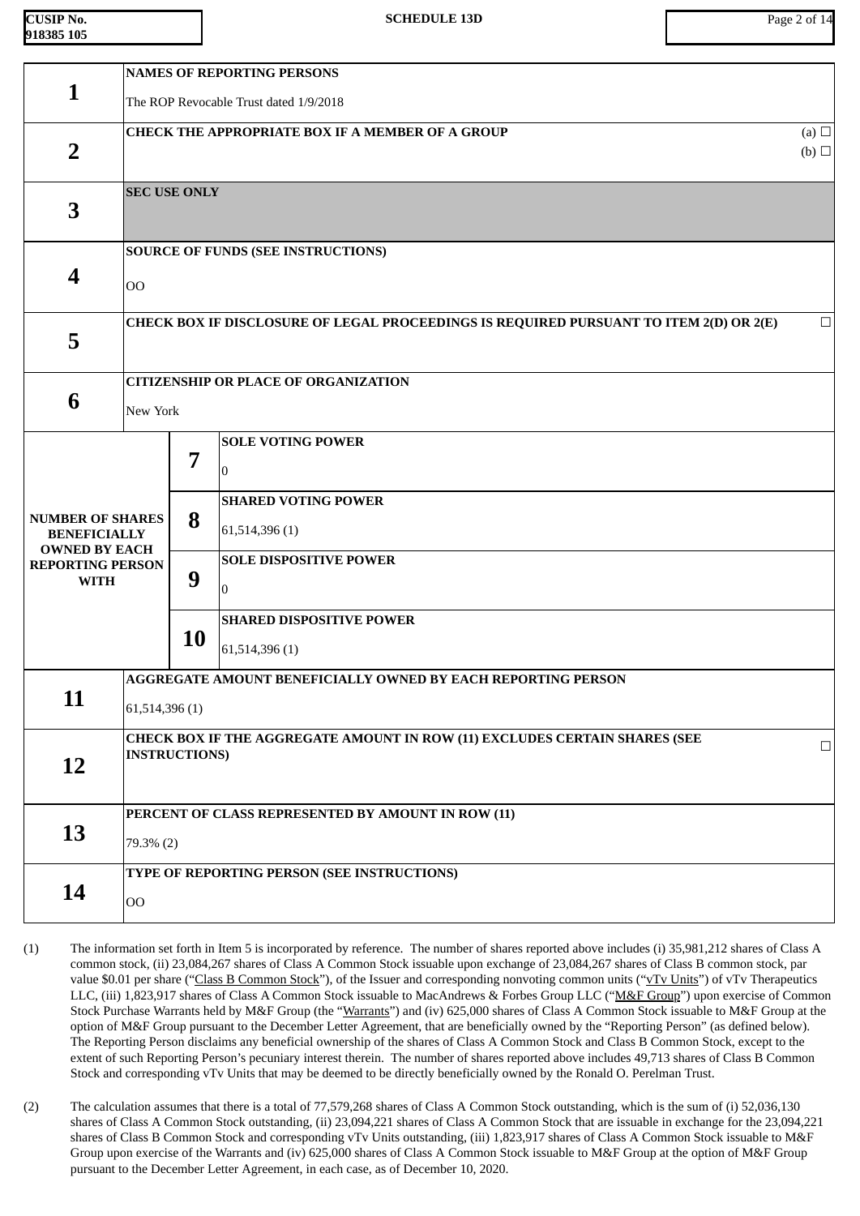| | | |
|---|---|---|
| **1** | **NAMES OF REPORTING PERSONS**<br>The ROP Revocable Trust dated 1/9/2018 | |
| **2** | **CHECK THE APPROPRIATE BOX IF A MEMBER OF A GROUP** | (a) ☐<br>(b) ☐ |
| **3** | **SEC USE ONLY** | |
| **4** | **SOURCE OF FUNDS (SEE INSTRUCTIONS)**<br>OO | |
| **5** | **CHECK BOX IF DISCLOSURE OF LEGAL PROCEEDINGS IS REQUIRED PURSUANT TO ITEM 2(D) OR 2(E)** | ☐ |
| **6** | **CITIZENSHIP OR PLACE OF ORGANIZATION**<br>New York | |

| NUMBER OF SHARES BENEFICIALLY OWNED BY EACH REPORTING PERSON WITH | | |
|---|---|---|
| | **7** | **SOLE VOTING POWER**<br>0 |
| | **8** | **SHARED VOTING POWER**<br>61,514,396 (1) |
| | **9** | **SOLE DISPOSITIVE POWER**<br>0 |
| | **10** | **SHARED DISPOSITIVE POWER**<br>61,514,396 (1) |

| | | |
|---|---|---|
| **11** | **AGGREGATE AMOUNT BENEFICIALLY OWNED BY EACH REPORTING PERSON**<br>61,514,396 (1) | |
| **12** | **CHECK BOX IF THE AGGREGATE AMOUNT IN ROW (11) EXCLUDES CERTAIN SHARES (SEE INSTRUCTIONS)** | ☐ |
| **13** | **PERCENT OF CLASS REPRESENTED BY AMOUNT IN ROW (11)**<br>79.3% (2) | |
| **14** | **TYPE OF REPORTING PERSON (SEE INSTRUCTIONS)**<br>OO | |

(1) The information set forth in Item 5 is incorporated by reference. The number of shares reported above includes (i) 35,981,212 shares of Class A common stock, (ii) 23,084,267 shares of Class A Common Stock issuable upon exchange of 23,084,267 shares of Class B common stock, par value $0.01 per share ("Class B Common Stock"), of the Issuer and corresponding nonvoting common units ("vTv Units") of vTv Therapeutics LLC, (iii) 1,823,917 shares of Class A Common Stock issuable to MacAndrews & Forbes Group LLC ("M&F Group") upon exercise of Common Stock Purchase Warrants held by M&F Group (the "Warrants") and (iv) 625,000 shares of Class A Common Stock issuable to M&F Group at the option of M&F Group pursuant to the December Letter Agreement, that are beneficially owned by the "Reporting Person" (as defined below). The Reporting Person disclaims any beneficial ownership of the shares of Class A Common Stock and Class B Common Stock, except to the extent of such Reporting Person's pecuniary interest therein. The number of shares reported above includes 49,713 shares of Class B Common Stock and corresponding vTv Units that may be deemed to be directly beneficially owned by the Ronald O. Perelman Trust.

(2) The calculation assumes that there is a total of 77,579,268 shares of Class A Common Stock outstanding, which is the sum of (i) 52,036,130 shares of Class A Common Stock outstanding, (ii) 23,094,221 shares of Class A Common Stock that are issuable in exchange for the 23,094,221 shares of Class B Common Stock and corresponding vTv Units outstanding, (iii) 1,823,917 shares of Class A Common Stock issuable to M&F Group upon exercise of the Warrants and (iv) 625,000 shares of Class A Common Stock issuable to M&F Group at the option of M&F Group pursuant to the December Letter Agreement, in each case, as of December 10, 2020.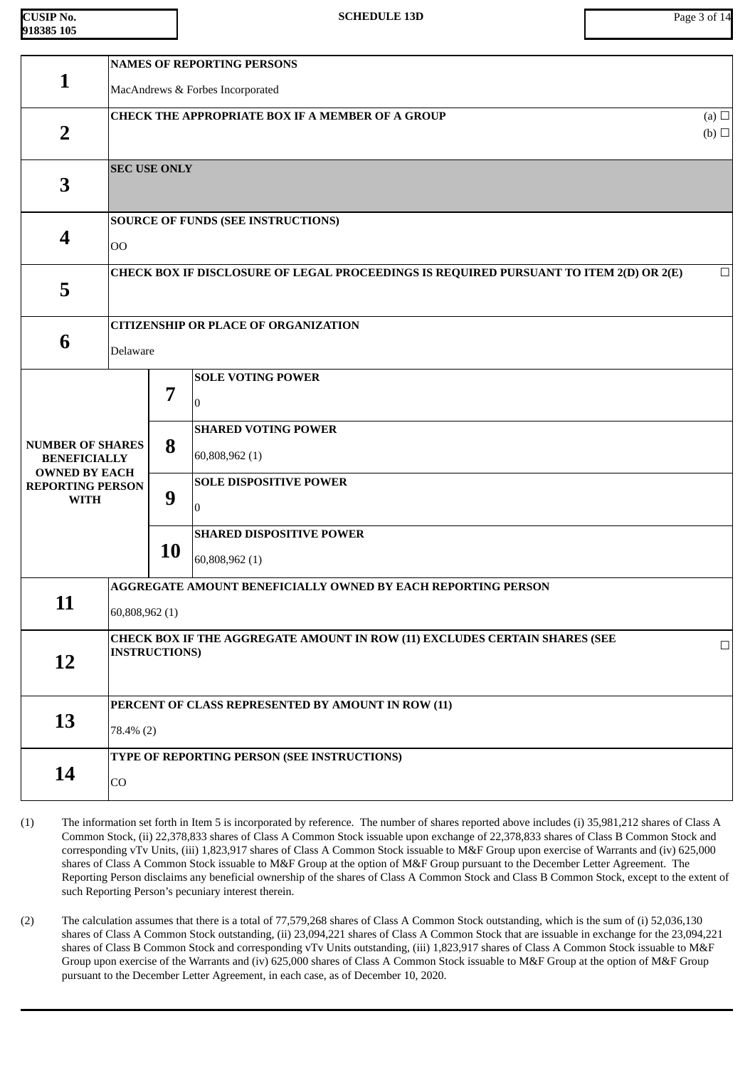| CUSIP No. 918385 105 | SCHEDULE 13D |
| --- | --- |

| | | | |
| --- | --- | --- | --- |
| **1** | **NAMES OF REPORTING PERSONS**<br>MacAndrews & Forbes Incorporated | | |
| **2** | **CHECK THE APPROPRIATE BOX IF A MEMBER OF A GROUP** (a) ☐ (b) ☐ | | |
| **3** | **SEC USE ONLY** | | |
| **4** | **SOURCE OF FUNDS (SEE INSTRUCTIONS)**<br>OO | | |
| **5** | **CHECK BOX IF DISCLOSURE OF LEGAL PROCEEDINGS IS REQUIRED PURSUANT TO ITEM 2(D) OR 2(E)** ☐ | | |
| **6** | **CITIZENSHIP OR PLACE OF ORGANIZATION**<br>Delaware | | |
| **NUMBER OF SHARES BENEFICIALLY OWNED BY EACH REPORTING PERSON WITH** | **7** | **SOLE VOTING POWER**<br>0 | |
| | **8** | **SHARED VOTING POWER**<br>60,808,962 (1) | |
| | **9** | **SOLE DISPOSITIVE POWER**<br>0 | |
| | **10** | **SHARED DISPOSITIVE POWER**<br>60,808,962 (1) | |
| **11** | **AGGREGATE AMOUNT BENEFICIALLY OWNED BY EACH REPORTING PERSON**<br>60,808,962 (1) | | |
| **12** | **CHECK BOX IF THE AGGREGATE AMOUNT IN ROW (11) EXCLUDES CERTAIN SHARES (SEE INSTRUCTIONS)** ☐ | | |
| **13** | **PERCENT OF CLASS REPRESENTED BY AMOUNT IN ROW (11)**<br>78.4% (2) | | |
| **14** | **TYPE OF REPORTING PERSON (SEE INSTRUCTIONS)**<br>CO | | |

(1) The information set forth in Item 5 is incorporated by reference. The number of shares reported above includes (i) 35,981,212 shares of Class A Common Stock, (ii) 22,378,833 shares of Class A Common Stock issuable upon exchange of 22,378,833 shares of Class B Common Stock and corresponding vTv Units, (iii) 1,823,917 shares of Class A Common Stock issuable to M&F Group upon exercise of Warrants and (iv) 625,000 shares of Class A Common Stock issuable to M&F Group at the option of M&F Group pursuant to the December Letter Agreement. The Reporting Person disclaims any beneficial ownership of the shares of Class A Common Stock and Class B Common Stock, except to the extent of such Reporting Person's pecuniary interest therein.

(2) The calculation assumes that there is a total of 77,579,268 shares of Class A Common Stock outstanding, which is the sum of (i) 52,036,130 shares of Class A Common Stock outstanding, (ii) 23,094,221 shares of Class A Common Stock that are issuable in exchange for the 23,094,221 shares of Class B Common Stock and corresponding vTv Units outstanding, (iii) 1,823,917 shares of Class A Common Stock issuable to M&F Group upon exercise of the Warrants and (iv) 625,000 shares of Class A Common Stock issuable to M&F Group at the option of M&F Group pursuant to the December Letter Agreement, in each case, as of December 10, 2020.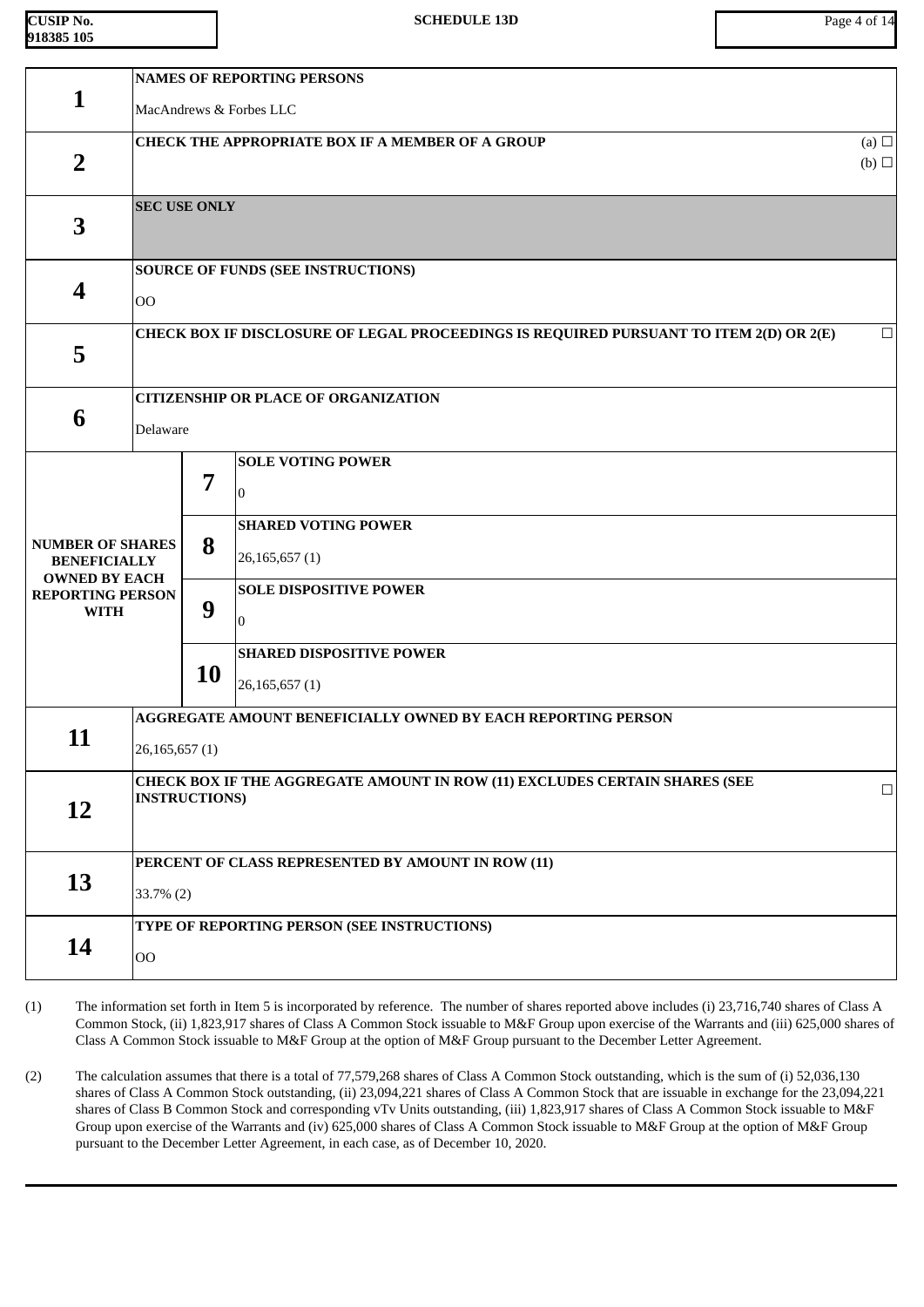| CUSIP No. 918385 105 | SCHEDULE 13D |
|---|---|

| | | | |
|---|---|---|---|
| **1** | **NAMES OF REPORTING PERSONS**<br><br>MacAndrews & Forbes LLC | | |
| **2** | **CHECK THE APPROPRIATE BOX IF A MEMBER OF A GROUP** (a) ☐ (b) ☐ | | |
| **3** | **SEC USE ONLY** | | |
| **4** | **SOURCE OF FUNDS (SEE INSTRUCTIONS)**<br><br>OO | | |
| **5** | **CHECK BOX IF DISCLOSURE OF LEGAL PROCEEDINGS IS REQUIRED PURSUANT TO ITEM 2(D) OR 2(E)** ☐ | | |
| **6** | **CITIZENSHIP OR PLACE OF ORGANIZATION**<br><br>Delaware | | |
| **NUMBER OF SHARES BENEFICIALLY OWNED BY EACH REPORTING PERSON WITH** | | **7** | **SOLE VOTING POWER**<br><br>0 |
| | | **8** | **SHARED VOTING POWER**<br><br>26,165,657 (1) |
| | | **9** | **SOLE DISPOSITIVE POWER**<br><br>0 |
| | | **10** | **SHARED DISPOSITIVE POWER**<br><br>26,165,657 (1) |
| **11** | **AGGREGATE AMOUNT BENEFICIALLY OWNED BY EACH REPORTING PERSON**<br><br>26,165,657 (1) | | |
| **12** | **CHECK BOX IF THE AGGREGATE AMOUNT IN ROW (11) EXCLUDES CERTAIN SHARES (SEE INSTRUCTIONS)** ☐ | | |
| **13** | **PERCENT OF CLASS REPRESENTED BY AMOUNT IN ROW (11)**<br><br>33.7% (2) | | |
| **14** | **TYPE OF REPORTING PERSON (SEE INSTRUCTIONS)**<br><br>OO | | |

(1) The information set forth in Item 5 is incorporated by reference. The number of shares reported above includes (i) 23,716,740 shares of Class A Common Stock, (ii) 1,823,917 shares of Class A Common Stock issuable to M&F Group upon exercise of the Warrants and (iii) 625,000 shares of Class A Common Stock issuable to M&F Group at the option of M&F Group pursuant to the December Letter Agreement.

(2) The calculation assumes that there is a total of 77,579,268 shares of Class A Common Stock outstanding, which is the sum of (i) 52,036,130 shares of Class A Common Stock outstanding, (ii) 23,094,221 shares of Class A Common Stock that are issuable in exchange for the 23,094,221 shares of Class B Common Stock and corresponding vTv Units outstanding, (iii) 1,823,917 shares of Class A Common Stock issuable to M&F Group upon exercise of the Warrants and (iv) 625,000 shares of Class A Common Stock issuable to M&F Group at the option of M&F Group pursuant to the December Letter Agreement, in each case, as of December 10, 2020.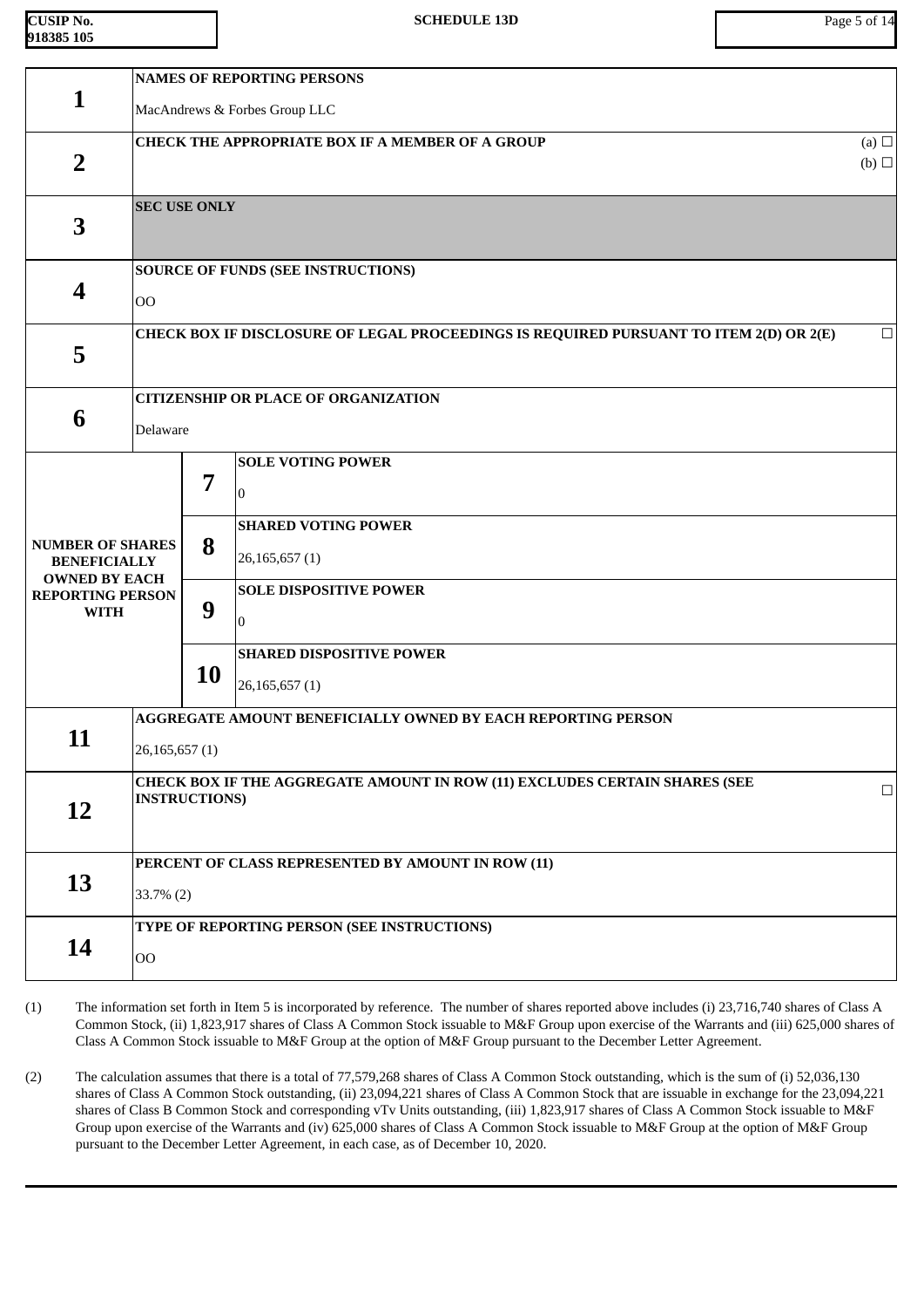| CUSIP No. 918385 105 | SCHEDULE 13D |
|---|---|

| | | | |
|---|---|---|---|
| **1** | **NAMES OF REPORTING PERSONS**<br><br>MacAndrews & Forbes Group LLC | | |
| **2** | **CHECK THE APPROPRIATE BOX IF A MEMBER OF A GROUP** (a) ☐ (b) ☐ | | |
| **3** | **SEC USE ONLY** | | |
| **4** | **SOURCE OF FUNDS (SEE INSTRUCTIONS)**<br><br>OO | | |
| **5** | **CHECK BOX IF DISCLOSURE OF LEGAL PROCEEDINGS IS REQUIRED PURSUANT TO ITEM 2(D) OR 2(E)** ☐ | | |
| **6** | **CITIZENSHIP OR PLACE OF ORGANIZATION**<br><br>Delaware | | |
| **NUMBER OF SHARES BENEFICIALLY OWNED BY EACH REPORTING PERSON WITH** | **7** | **SOLE VOTING POWER**<br><br>0 | |
| | **8** | **SHARED VOTING POWER**<br><br>26,165,657 (1) | |
| | **9** | **SOLE DISPOSITIVE POWER**<br><br>0 | |
| | **10** | **SHARED DISPOSITIVE POWER**<br><br>26,165,657 (1) | |
| **11** | **AGGREGATE AMOUNT BENEFICIALLY OWNED BY EACH REPORTING PERSON**<br><br>26,165,657 (1) | | |
| **12** | **CHECK BOX IF THE AGGREGATE AMOUNT IN ROW (11) EXCLUDES CERTAIN SHARES (SEE INSTRUCTIONS)** ☐ | | |
| **13** | **PERCENT OF CLASS REPRESENTED BY AMOUNT IN ROW (11)**<br><br>33.7% (2) | | |
| **14** | **TYPE OF REPORTING PERSON (SEE INSTRUCTIONS)**<br><br>OO | | |

(1) The information set forth in Item 5 is incorporated by reference. The number of shares reported above includes (i) 23,716,740 shares of Class A Common Stock, (ii) 1,823,917 shares of Class A Common Stock issuable to M&F Group upon exercise of the Warrants and (iii) 625,000 shares of Class A Common Stock issuable to M&F Group at the option of M&F Group pursuant to the December Letter Agreement.

(2) The calculation assumes that there is a total of 77,579,268 shares of Class A Common Stock outstanding, which is the sum of (i) 52,036,130 shares of Class A Common Stock outstanding, (ii) 23,094,221 shares of Class A Common Stock that are issuable in exchange for the 23,094,221 shares of Class B Common Stock and corresponding vTv Units outstanding, (iii) 1,823,917 shares of Class A Common Stock issuable to M&F Group upon exercise of the Warrants and (iv) 625,000 shares of Class A Common Stock issuable to M&F Group at the option of M&F Group pursuant to the December Letter Agreement, in each case, as of December 10, 2020.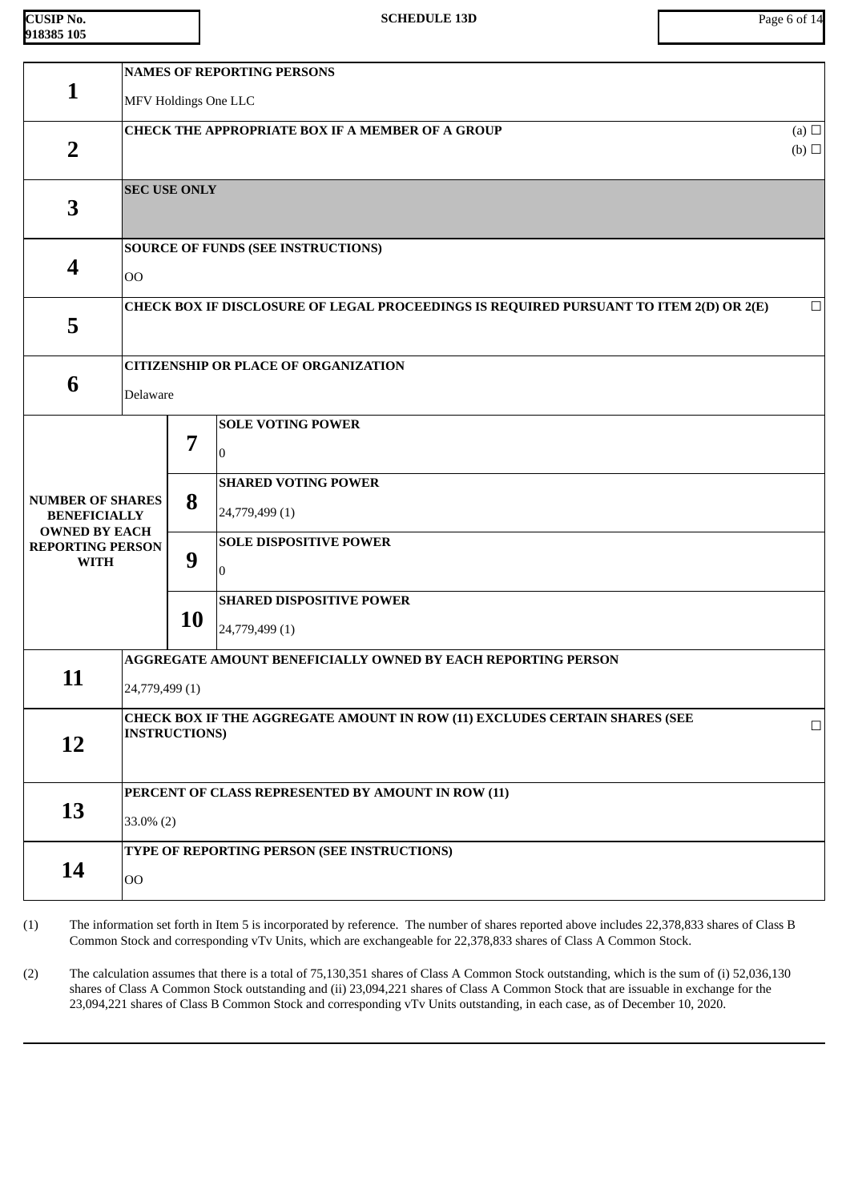| CUSIP No. 918385 105 | SCHEDULE 13D | |
|---|---|---|

| | | | |
|---|---|---|---|
| **1** | **NAMES OF REPORTING PERSONS**<br>MFV Holdings One LLC | | |
| **2** | **CHECK THE APPROPRIATE BOX IF A MEMBER OF A GROUP** (a) ☐ (b) ☐ | | |
| **3** | **SEC USE ONLY** | | |
| **4** | **SOURCE OF FUNDS (SEE INSTRUCTIONS)**<br>OO | | |
| **5** | **CHECK BOX IF DISCLOSURE OF LEGAL PROCEEDINGS IS REQUIRED PURSUANT TO ITEM 2(D) OR 2(E)** ☐ | | |
| **6** | **CITIZENSHIP OR PLACE OF ORGANIZATION**<br>Delaware | | |
| **NUMBER OF SHARES BENEFICIALLY OWNED BY EACH REPORTING PERSON WITH** | **7** | **SOLE VOTING POWER**<br>0 | |
| | **8** | **SHARED VOTING POWER**<br>24,779,499 (1) | |
| | **9** | **SOLE DISPOSITIVE POWER**<br>0 | |
| | **10** | **SHARED DISPOSITIVE POWER**<br>24,779,499 (1) | |
| **11** | **AGGREGATE AMOUNT BENEFICIALLY OWNED BY EACH REPORTING PERSON**<br>24,779,499 (1) | | |
| **12** | **CHECK BOX IF THE AGGREGATE AMOUNT IN ROW (11) EXCLUDES CERTAIN SHARES (SEE INSTRUCTIONS)** ☐ | | |
| **13** | **PERCENT OF CLASS REPRESENTED BY AMOUNT IN ROW (11)**<br>33.0% (2) | | |
| **14** | **TYPE OF REPORTING PERSON (SEE INSTRUCTIONS)**<br>OO | | |

(1) The information set forth in Item 5 is incorporated by reference. The number of shares reported above includes 22,378,833 shares of Class B Common Stock and corresponding vTv Units, which are exchangeable for 22,378,833 shares of Class A Common Stock.

(2) The calculation assumes that there is a total of 75,130,351 shares of Class A Common Stock outstanding, which is the sum of (i) 52,036,130 shares of Class A Common Stock outstanding and (ii) 23,094,221 shares of Class A Common Stock that are issuable in exchange for the 23,094,221 shares of Class B Common Stock and corresponding vTv Units outstanding, in each case, as of December 10, 2020.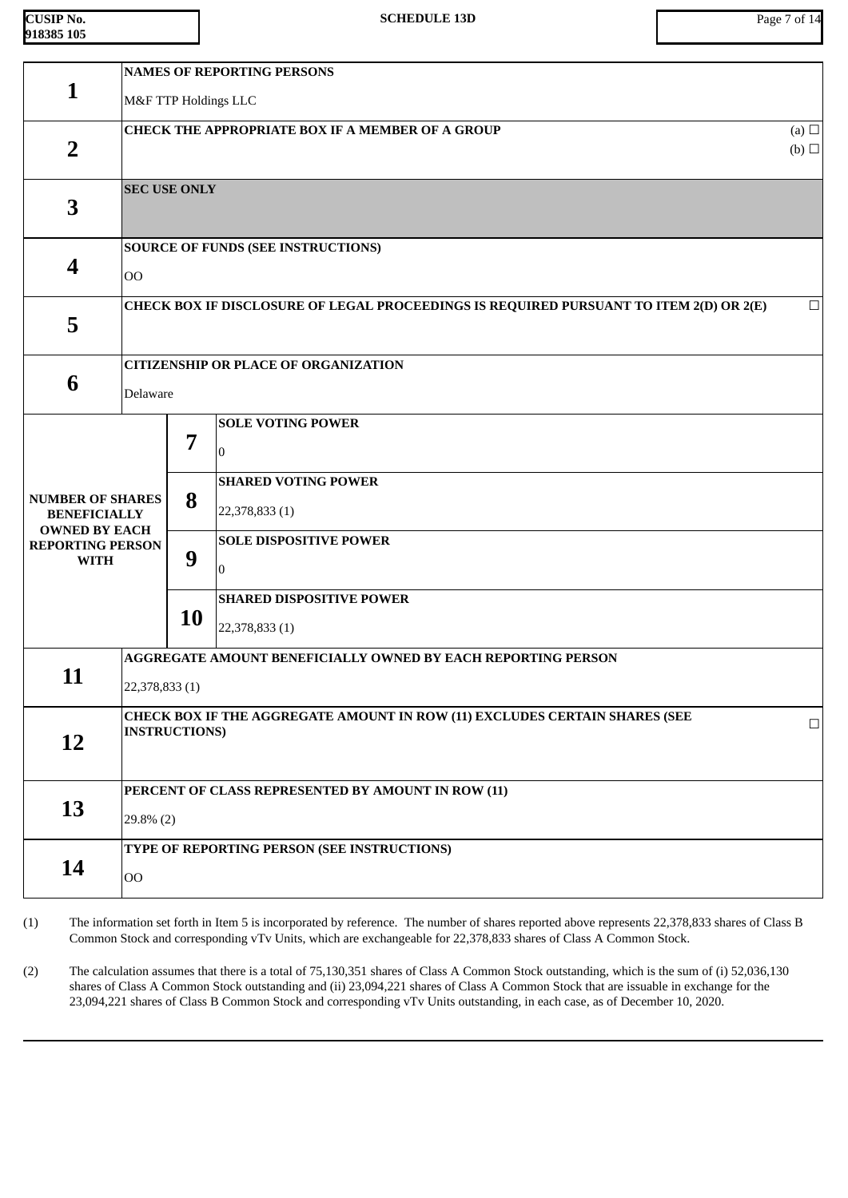| CUSIP No. 918385 105 | SCHEDULE 13D |
|---|---|

| | | | |
|---|---|---|---|
| **1** | **NAMES OF REPORTING PERSONS**<br>M&F TTP Holdings LLC | | |
| **2** | **CHECK THE APPROPRIATE BOX IF A MEMBER OF A GROUP** (a) ☐ (b) ☐ | | |
| **3** | **SEC USE ONLY** | | |
| **4** | **SOURCE OF FUNDS (SEE INSTRUCTIONS)**<br>OO | | |
| **5** | **CHECK BOX IF DISCLOSURE OF LEGAL PROCEEDINGS IS REQUIRED PURSUANT TO ITEM 2(D) OR 2(E)** ☐ | | |
| **6** | **CITIZENSHIP OR PLACE OF ORGANIZATION**<br>Delaware | | |
| **NUMBER OF SHARES BENEFICIALLY OWNED BY EACH REPORTING PERSON WITH** | **7** | **SOLE VOTING POWER**<br>0 | |
| | **8** | **SHARED VOTING POWER**<br>22,378,833 (1) | |
| | **9** | **SOLE DISPOSITIVE POWER**<br>0 | |
| | **10** | **SHARED DISPOSITIVE POWER**<br>22,378,833 (1) | |
| **11** | **AGGREGATE AMOUNT BENEFICIALLY OWNED BY EACH REPORTING PERSON**<br>22,378,833 (1) | | |
| **12** | **CHECK BOX IF THE AGGREGATE AMOUNT IN ROW (11) EXCLUDES CERTAIN SHARES (SEE INSTRUCTIONS)** ☐ | | |
| **13** | **PERCENT OF CLASS REPRESENTED BY AMOUNT IN ROW (11)**<br>29.8% (2) | | |
| **14** | **TYPE OF REPORTING PERSON (SEE INSTRUCTIONS)**<br>OO | | |

(1) The information set forth in Item 5 is incorporated by reference. The number of shares reported above represents 22,378,833 shares of Class B Common Stock and corresponding vTv Units, which are exchangeable for 22,378,833 shares of Class A Common Stock.

(2) The calculation assumes that there is a total of 75,130,351 shares of Class A Common Stock outstanding, which is the sum of (i) 52,036,130 shares of Class A Common Stock outstanding and (ii) 23,094,221 shares of Class A Common Stock that are issuable in exchange for the 23,094,221 shares of Class B Common Stock and corresponding vTv Units outstanding, in each case, as of December 10, 2020.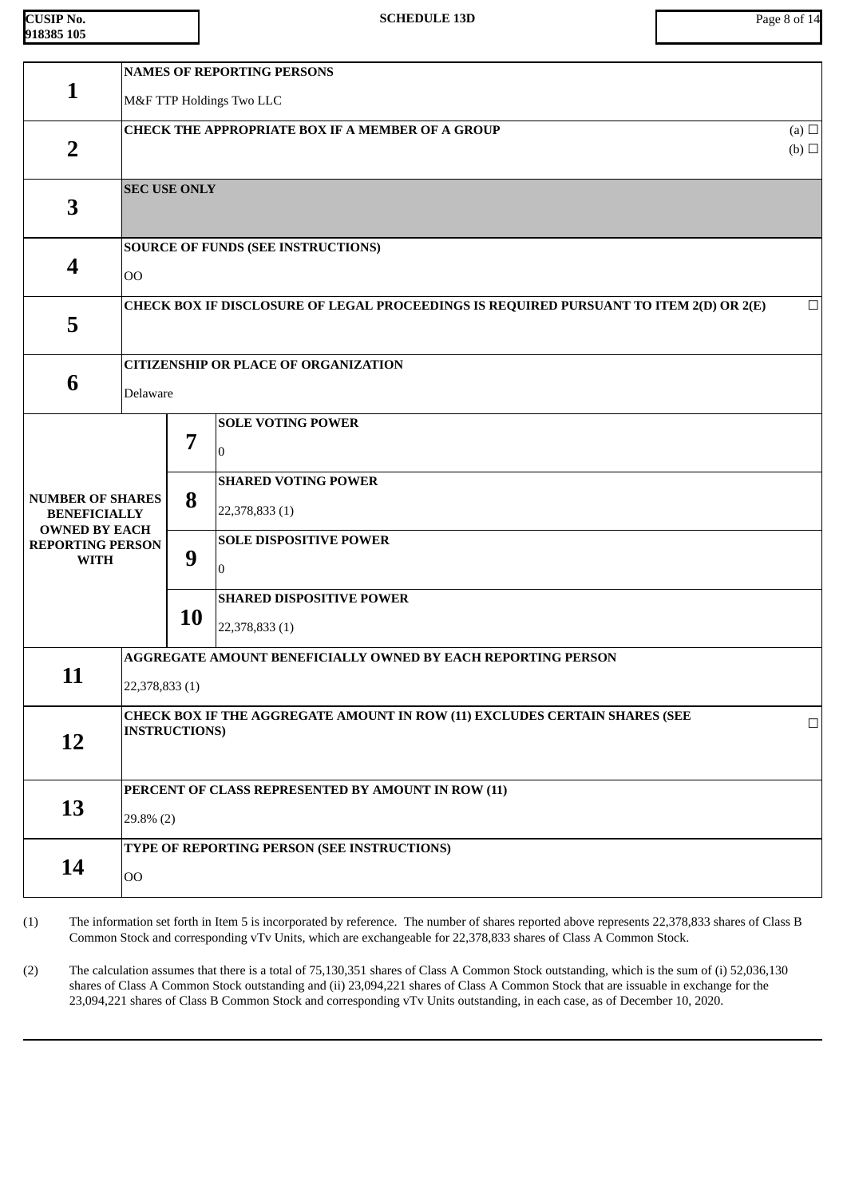| | | | |
|---|---|---|---|
| **1** | **NAMES OF REPORTING PERSONS**<br><br>M&F TTP Holdings Two LLC | | |
| **2** | **CHECK THE APPROPRIATE BOX IF A MEMBER OF A GROUP** (a) ☐ (b) ☐ | | |
| **3** | **SEC USE ONLY** | | |
| **4** | **SOURCE OF FUNDS (SEE INSTRUCTIONS)**<br><br>OO | | |
| **5** | **CHECK BOX IF DISCLOSURE OF LEGAL PROCEEDINGS IS REQUIRED PURSUANT TO ITEM 2(D) OR 2(E)** ☐ | | |
| **6** | **CITIZENSHIP OR PLACE OF ORGANIZATION**<br><br>Delaware | | |
| **NUMBER OF SHARES BENEFICIALLY OWNED BY EACH REPORTING PERSON WITH** | **7** | **SOLE VOTING POWER**<br><br>0 | |
| | **8** | **SHARED VOTING POWER**<br><br>22,378,833 (1) | |
| | **9** | **SOLE DISPOSITIVE POWER**<br><br>0 | |
| | **10** | **SHARED DISPOSITIVE POWER**<br><br>22,378,833 (1) | |
| **11** | **AGGREGATE AMOUNT BENEFICIALLY OWNED BY EACH REPORTING PERSON**<br><br>22,378,833 (1) | | |
| **12** | **CHECK BOX IF THE AGGREGATE AMOUNT IN ROW (11) EXCLUDES CERTAIN SHARES (SEE INSTRUCTIONS)** ☐ | | |
| **13** | **PERCENT OF CLASS REPRESENTED BY AMOUNT IN ROW (11)**<br><br>29.8% (2) | | |
| **14** | **TYPE OF REPORTING PERSON (SEE INSTRUCTIONS)**<br><br>OO | | |

(1) The information set forth in Item 5 is incorporated by reference. The number of shares reported above represents 22,378,833 shares of Class B Common Stock and corresponding vTv Units, which are exchangeable for 22,378,833 shares of Class A Common Stock.

(2) The calculation assumes that there is a total of 75,130,351 shares of Class A Common Stock outstanding, which is the sum of (i) 52,036,130 shares of Class A Common Stock outstanding and (ii) 23,094,221 shares of Class A Common Stock that are issuable in exchange for the 23,094,221 shares of Class B Common Stock and corresponding vTv Units outstanding, in each case, as of December 10, 2020.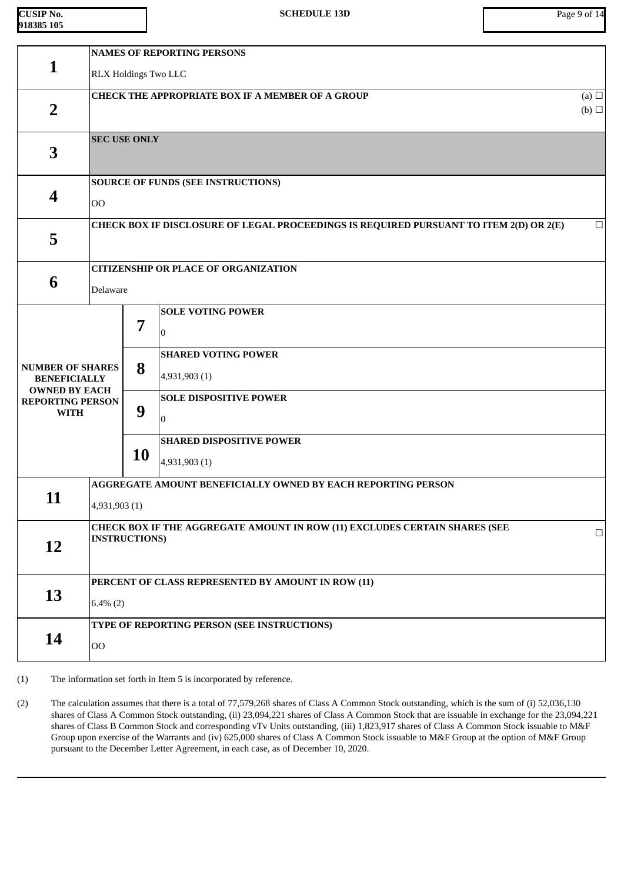| | | | |
|---|---|---|---|
| **1** | **NAMES OF REPORTING PERSONS**<br><br>RLX Holdings Two LLC | | |
| **2** | **CHECK THE APPROPRIATE BOX IF A MEMBER OF A GROUP** (a) ☐ (b) ☐ | | |
| **3** | **SEC USE ONLY** | | |
| **4** | **SOURCE OF FUNDS (SEE INSTRUCTIONS)**<br><br>OO | | |
| **5** | **CHECK BOX IF DISCLOSURE OF LEGAL PROCEEDINGS IS REQUIRED PURSUANT TO ITEM 2(D) OR 2(E)** ☐ | | |
| **6** | **CITIZENSHIP OR PLACE OF ORGANIZATION**<br><br>Delaware | | |
| **NUMBER OF SHARES BENEFICIALLY OWNED BY EACH REPORTING PERSON WITH** | **7** | **SOLE VOTING POWER**<br><br>0 | |
| | **8** | **SHARED VOTING POWER**<br><br>4,931,903 (1) | |
| | **9** | **SOLE DISPOSITIVE POWER**<br><br>0 | |
| | **10** | **SHARED DISPOSITIVE POWER**<br><br>4,931,903 (1) | |
| **11** | **AGGREGATE AMOUNT BENEFICIALLY OWNED BY EACH REPORTING PERSON**<br><br>4,931,903 (1) | | |
| **12** | **CHECK BOX IF THE AGGREGATE AMOUNT IN ROW (11) EXCLUDES CERTAIN SHARES (SEE INSTRUCTIONS)** ☐ | | |
| **13** | **PERCENT OF CLASS REPRESENTED BY AMOUNT IN ROW (11)**<br><br>6.4% (2) | | |
| **14** | **TYPE OF REPORTING PERSON (SEE INSTRUCTIONS)**<br><br>OO | | |

(1) The information set forth in Item 5 is incorporated by reference.

(2) The calculation assumes that there is a total of 77,579,268 shares of Class A Common Stock outstanding, which is the sum of (i) 52,036,130 shares of Class A Common Stock outstanding, (ii) 23,094,221 shares of Class A Common Stock that are issuable in exchange for the 23,094,221 shares of Class B Common Stock and corresponding vTv Units outstanding, (iii) 1,823,917 shares of Class A Common Stock issuable to M&F Group upon exercise of the Warrants and (iv) 625,000 shares of Class A Common Stock issuable to M&F Group at the option of M&F Group pursuant to the December Letter Agreement, in each case, as of December 10, 2020.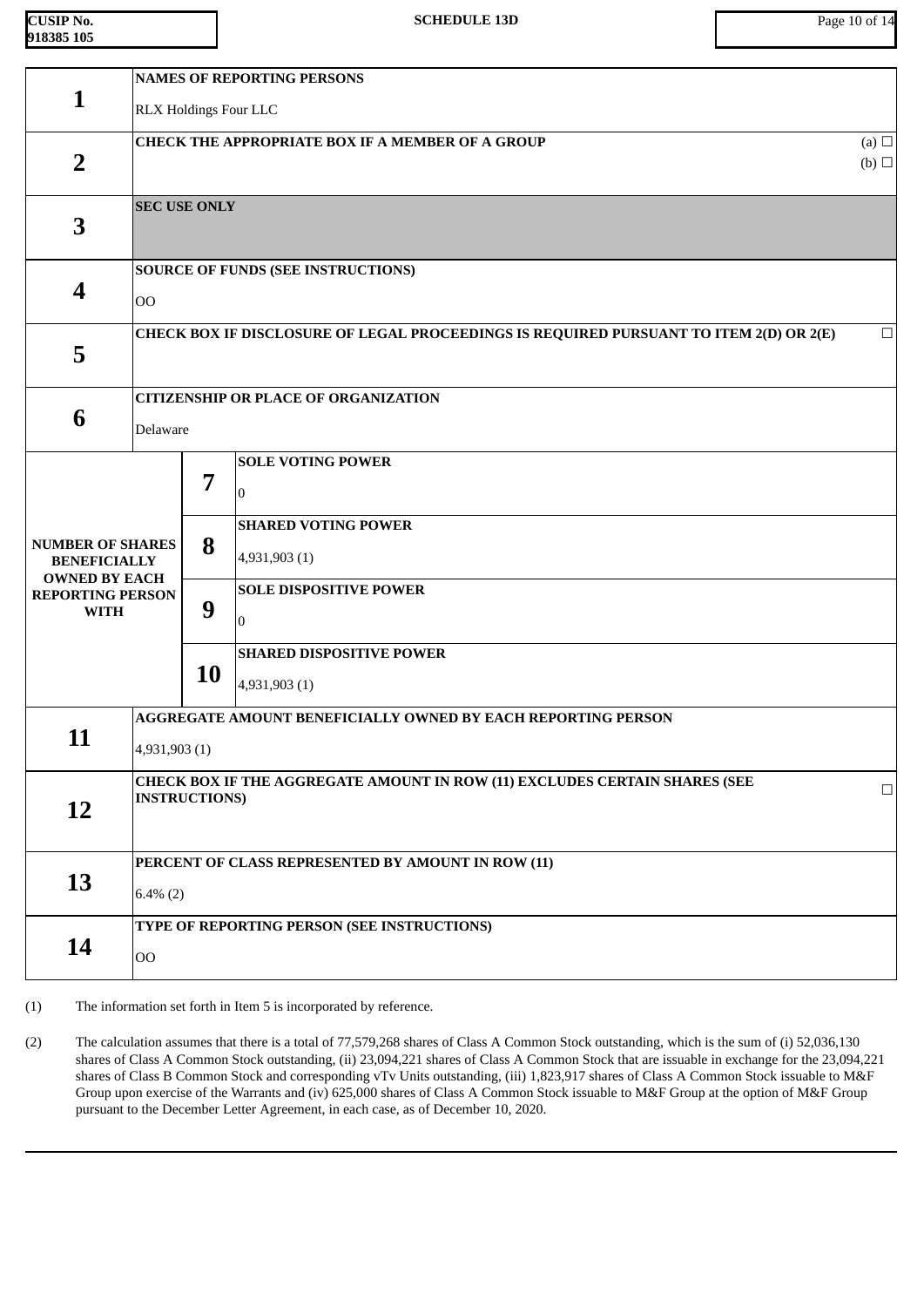| CUSIP No. 918385 105 | SCHEDULE 13D | |
|---|---|---|

| | | |
|---|---|---|
| **1** | **NAMES OF REPORTING PERSONS**<br>RLX Holdings Four LLC | |
| **2** | **CHECK THE APPROPRIATE BOX IF A MEMBER OF A GROUP** | (a) ☐<br>(b) ☐ |
| **3** | **SEC USE ONLY** | |
| **4** | **SOURCE OF FUNDS (SEE INSTRUCTIONS)**<br>OO | |
| **5** | **CHECK BOX IF DISCLOSURE OF LEGAL PROCEEDINGS IS REQUIRED PURSUANT TO ITEM 2(D) OR 2(E)** | ☐ |
| **6** | **CITIZENSHIP OR PLACE OF ORGANIZATION**<br>Delaware | |

| NUMBER OF SHARES BENEFICIALLY OWNED BY EACH REPORTING PERSON WITH | | |
|---|---|---|
| | **7** | **SOLE VOTING POWER**<br>0 |
| | **8** | **SHARED VOTING POWER**<br>4,931,903 (1) |
| | **9** | **SOLE DISPOSITIVE POWER**<br>0 |
| | **10** | **SHARED DISPOSITIVE POWER**<br>4,931,903 (1) |

| | | |
|---|---|---|
| **11** | **AGGREGATE AMOUNT BENEFICIALLY OWNED BY EACH REPORTING PERSON**<br>4,931,903 (1) | |
| **12** | **CHECK BOX IF THE AGGREGATE AMOUNT IN ROW (11) EXCLUDES CERTAIN SHARES (SEE INSTRUCTIONS)** | ☐ |
| **13** | **PERCENT OF CLASS REPRESENTED BY AMOUNT IN ROW (11)**<br>6.4% (2) | |
| **14** | **TYPE OF REPORTING PERSON (SEE INSTRUCTIONS)**<br>OO | |

(1) The information set forth in Item 5 is incorporated by reference.

(2) The calculation assumes that there is a total of 77,579,268 shares of Class A Common Stock outstanding, which is the sum of (i) 52,036,130 shares of Class A Common Stock outstanding, (ii) 23,094,221 shares of Class A Common Stock that are issuable in exchange for the 23,094,221 shares of Class B Common Stock and corresponding vTv Units outstanding, (iii) 1,823,917 shares of Class A Common Stock issuable to M&F Group upon exercise of the Warrants and (iv) 625,000 shares of Class A Common Stock issuable to M&F Group at the option of M&F Group pursuant to the December Letter Agreement, in each case, as of December 10, 2020.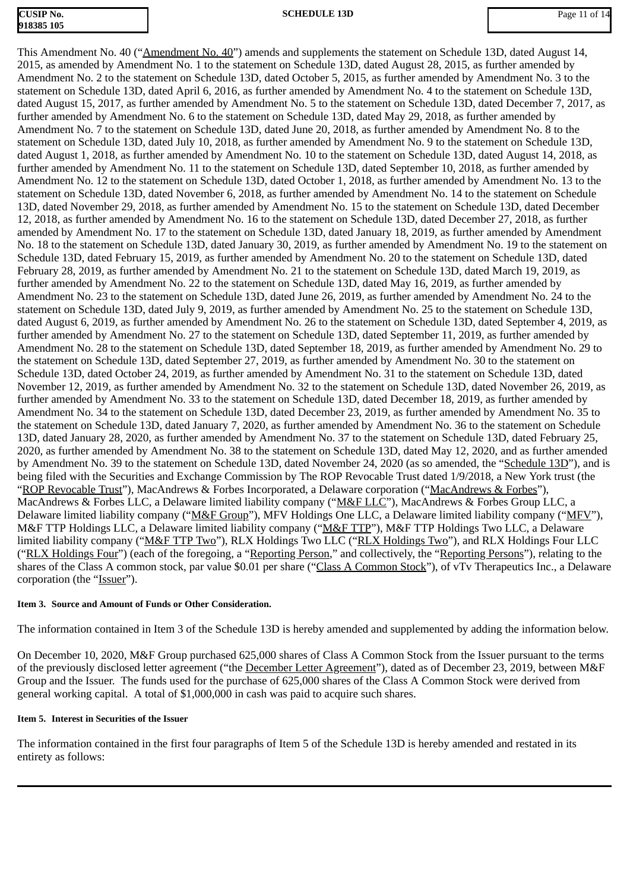This Amendment No. 40 ("Amendment No. 40") amends and supplements the statement on Schedule 13D, dated August 14, 2015, as amended by Amendment No. 1 to the statement on Schedule 13D, dated August 28, 2015, as further amended by Amendment No. 2 to the statement on Schedule 13D, dated October 5, 2015, as further amended by Amendment No. 3 to the statement on Schedule 13D, dated April 6, 2016, as further amended by Amendment No. 4 to the statement on Schedule 13D, dated August 15, 2017, as further amended by Amendment No. 5 to the statement on Schedule 13D, dated December 7, 2017, as further amended by Amendment No. 6 to the statement on Schedule 13D, dated May 29, 2018, as further amended by Amendment No. 7 to the statement on Schedule 13D, dated June 20, 2018, as further amended by Amendment No. 8 to the statement on Schedule 13D, dated July 10, 2018, as further amended by Amendment No. 9 to the statement on Schedule 13D, dated August 1, 2018, as further amended by Amendment No. 10 to the statement on Schedule 13D, dated August 14, 2018, as further amended by Amendment No. 11 to the statement on Schedule 13D, dated September 10, 2018, as further amended by Amendment No. 12 to the statement on Schedule 13D, dated October 1, 2018, as further amended by Amendment No. 13 to the statement on Schedule 13D, dated November 6, 2018, as further amended by Amendment No. 14 to the statement on Schedule 13D, dated November 29, 2018, as further amended by Amendment No. 15 to the statement on Schedule 13D, dated December 12, 2018, as further amended by Amendment No. 16 to the statement on Schedule 13D, dated December 27, 2018, as further amended by Amendment No. 17 to the statement on Schedule 13D, dated January 18, 2019, as further amended by Amendment No. 18 to the statement on Schedule 13D, dated January 30, 2019, as further amended by Amendment No. 19 to the statement on Schedule 13D, dated February 15, 2019, as further amended by Amendment No. 20 to the statement on Schedule 13D, dated February 28, 2019, as further amended by Amendment No. 21 to the statement on Schedule 13D, dated March 19, 2019, as further amended by Amendment No. 22 to the statement on Schedule 13D, dated May 16, 2019, as further amended by Amendment No. 23 to the statement on Schedule 13D, dated June 26, 2019, as further amended by Amendment No. 24 to the statement on Schedule 13D, dated July 9, 2019, as further amended by Amendment No. 25 to the statement on Schedule 13D, dated August 6, 2019, as further amended by Amendment No. 26 to the statement on Schedule 13D, dated September 4, 2019, as further amended by Amendment No. 27 to the statement on Schedule 13D, dated September 11, 2019, as further amended by Amendment No. 28 to the statement on Schedule 13D, dated September 18, 2019, as further amended by Amendment No. 29 to the statement on Schedule 13D, dated September 27, 2019, as further amended by Amendment No. 30 to the statement on Schedule 13D, dated October 24, 2019, as further amended by Amendment No. 31 to the statement on Schedule 13D, dated November 12, 2019, as further amended by Amendment No. 32 to the statement on Schedule 13D, dated November 26, 2019, as further amended by Amendment No. 33 to the statement on Schedule 13D, dated December 18, 2019, as further amended by Amendment No. 34 to the statement on Schedule 13D, dated December 23, 2019, as further amended by Amendment No. 35 to the statement on Schedule 13D, dated January 7, 2020, as further amended by Amendment No. 36 to the statement on Schedule 13D, dated January 28, 2020, as further amended by Amendment No. 37 to the statement on Schedule 13D, dated February 25, 2020, as further amended by Amendment No. 38 to the statement on Schedule 13D, dated May 12, 2020, and as further amended by Amendment No. 39 to the statement on Schedule 13D, dated November 24, 2020 (as so amended, the "Schedule 13D"), and is being filed with the Securities and Exchange Commission by The ROP Revocable Trust dated 1/9/2018, a New York trust (the "ROP Revocable Trust"), MacAndrews & Forbes Incorporated, a Delaware corporation ("MacAndrews & Forbes"), MacAndrews & Forbes LLC, a Delaware limited liability company ("M&F LLC"), MacAndrews & Forbes Group LLC, a Delaware limited liability company ("M&F Group"), MFV Holdings One LLC, a Delaware limited liability company ("MFV"), M&F TTP Holdings LLC, a Delaware limited liability company ("M&F TTP"), M&F TTP Holdings Two LLC, a Delaware limited liability company ("M&F TTP Two"), RLX Holdings Two LLC ("RLX Holdings Two"), and RLX Holdings Four LLC ("RLX Holdings Four") (each of the foregoing, a "Reporting Person," and collectively, the "Reporting Persons"), relating to the shares of the Class A common stock, par value $0.01 per share ("Class A Common Stock"), of vTv Therapeutics Inc., a Delaware corporation (the "Issuer").

**Item 3. Source and Amount of Funds or Other Consideration.**

The information contained in Item 3 of the Schedule 13D is hereby amended and supplemented by adding the information below.

On December 10, 2020, M&F Group purchased 625,000 shares of Class A Common Stock from the Issuer pursuant to the terms of the previously disclosed letter agreement ("the December Letter Agreement"), dated as of December 23, 2019, between M&F Group and the Issuer. The funds used for the purchase of 625,000 shares of the Class A Common Stock were derived from general working capital. A total of $1,000,000 in cash was paid to acquire such shares.

**Item 5. Interest in Securities of the Issuer**

The information contained in the first four paragraphs of Item 5 of the Schedule 13D is hereby amended and restated in its entirety as follows: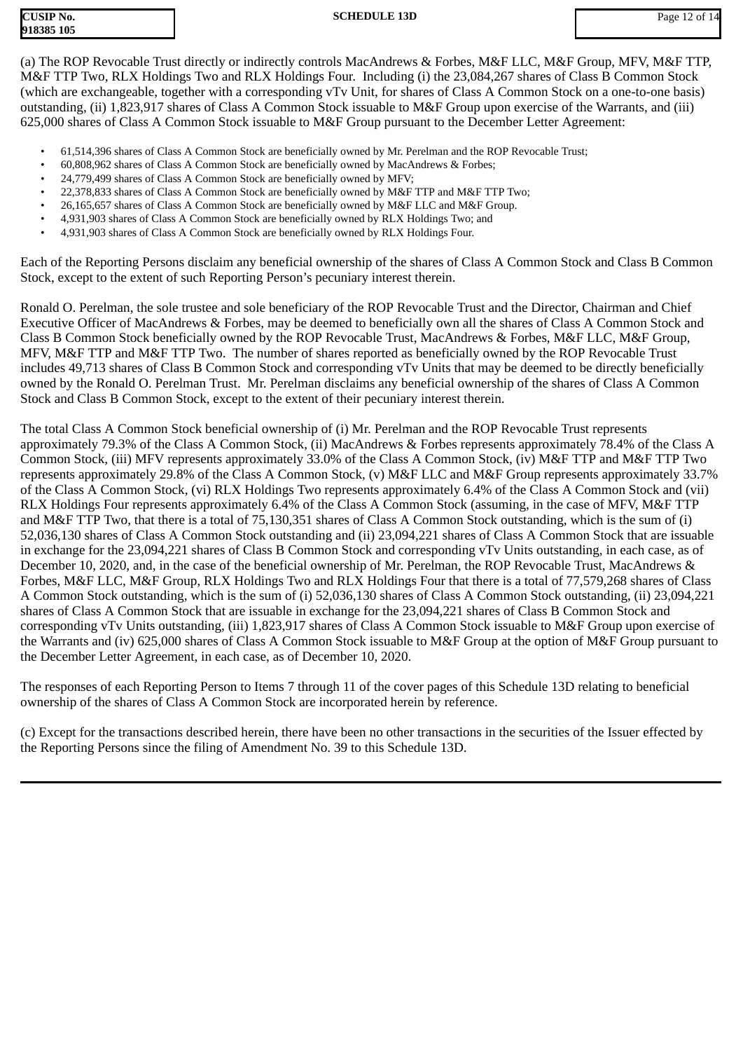(a) The ROP Revocable Trust directly or indirectly controls MacAndrews & Forbes, M&F LLC, M&F Group, MFV, M&F TTP, M&F TTP Two, RLX Holdings Two and RLX Holdings Four. Including (i) the 23,084,267 shares of Class B Common Stock (which are exchangeable, together with a corresponding vTv Unit, for shares of Class A Common Stock on a one-to-one basis) outstanding, (ii) 1,823,917 shares of Class A Common Stock issuable to M&F Group upon exercise of the Warrants, and (iii) 625,000 shares of Class A Common Stock issuable to M&F Group pursuant to the December Letter Agreement:

- 61,514,396 shares of Class A Common Stock are beneficially owned by Mr. Perelman and the ROP Revocable Trust;
- 60,808,962 shares of Class A Common Stock are beneficially owned by MacAndrews & Forbes;
- 24,779,499 shares of Class A Common Stock are beneficially owned by MFV;
- 22,378,833 shares of Class A Common Stock are beneficially owned by M&F TTP and M&F TTP Two;
- 26,165,657 shares of Class A Common Stock are beneficially owned by M&F LLC and M&F Group.
- 4,931,903 shares of Class A Common Stock are beneficially owned by RLX Holdings Two; and
- 4,931,903 shares of Class A Common Stock are beneficially owned by RLX Holdings Four.

Each of the Reporting Persons disclaim any beneficial ownership of the shares of Class A Common Stock and Class B Common Stock, except to the extent of such Reporting Person's pecuniary interest therein.

Ronald O. Perelman, the sole trustee and sole beneficiary of the ROP Revocable Trust and the Director, Chairman and Chief Executive Officer of MacAndrews & Forbes, may be deemed to beneficially own all the shares of Class A Common Stock and Class B Common Stock beneficially owned by the ROP Revocable Trust, MacAndrews & Forbes, M&F LLC, M&F Group, MFV, M&F TTP and M&F TTP Two. The number of shares reported as beneficially owned by the ROP Revocable Trust includes 49,713 shares of Class B Common Stock and corresponding vTv Units that may be deemed to be directly beneficially owned by the Ronald O. Perelman Trust. Mr. Perelman disclaims any beneficial ownership of the shares of Class A Common Stock and Class B Common Stock, except to the extent of their pecuniary interest therein.

The total Class A Common Stock beneficial ownership of (i) Mr. Perelman and the ROP Revocable Trust represents approximately 79.3% of the Class A Common Stock, (ii) MacAndrews & Forbes represents approximately 78.4% of the Class A Common Stock, (iii) MFV represents approximately 33.0% of the Class A Common Stock, (iv) M&F TTP and M&F TTP Two represents approximately 29.8% of the Class A Common Stock, (v) M&F LLC and M&F Group represents approximately 33.7% of the Class A Common Stock, (vi) RLX Holdings Two represents approximately 6.4% of the Class A Common Stock and (vii) RLX Holdings Four represents approximately 6.4% of the Class A Common Stock (assuming, in the case of MFV, M&F TTP and M&F TTP Two, that there is a total of 75,130,351 shares of Class A Common Stock outstanding, which is the sum of (i) 52,036,130 shares of Class A Common Stock outstanding and (ii) 23,094,221 shares of Class A Common Stock that are issuable in exchange for the 23,094,221 shares of Class B Common Stock and corresponding vTv Units outstanding, in each case, as of December 10, 2020, and, in the case of the beneficial ownership of Mr. Perelman, the ROP Revocable Trust, MacAndrews & Forbes, M&F LLC, M&F Group, RLX Holdings Two and RLX Holdings Four that there is a total of 77,579,268 shares of Class A Common Stock outstanding, which is the sum of (i) 52,036,130 shares of Class A Common Stock outstanding, (ii) 23,094,221 shares of Class A Common Stock that are issuable in exchange for the 23,094,221 shares of Class B Common Stock and corresponding vTv Units outstanding, (iii) 1,823,917 shares of Class A Common Stock issuable to M&F Group upon exercise of the Warrants and (iv) 625,000 shares of Class A Common Stock issuable to M&F Group at the option of M&F Group pursuant to the December Letter Agreement, in each case, as of December 10, 2020.

The responses of each Reporting Person to Items 7 through 11 of the cover pages of this Schedule 13D relating to beneficial ownership of the shares of Class A Common Stock are incorporated herein by reference.

(c) Except for the transactions described herein, there have been no other transactions in the securities of the Issuer effected by the Reporting Persons since the filing of Amendment No. 39 to this Schedule 13D.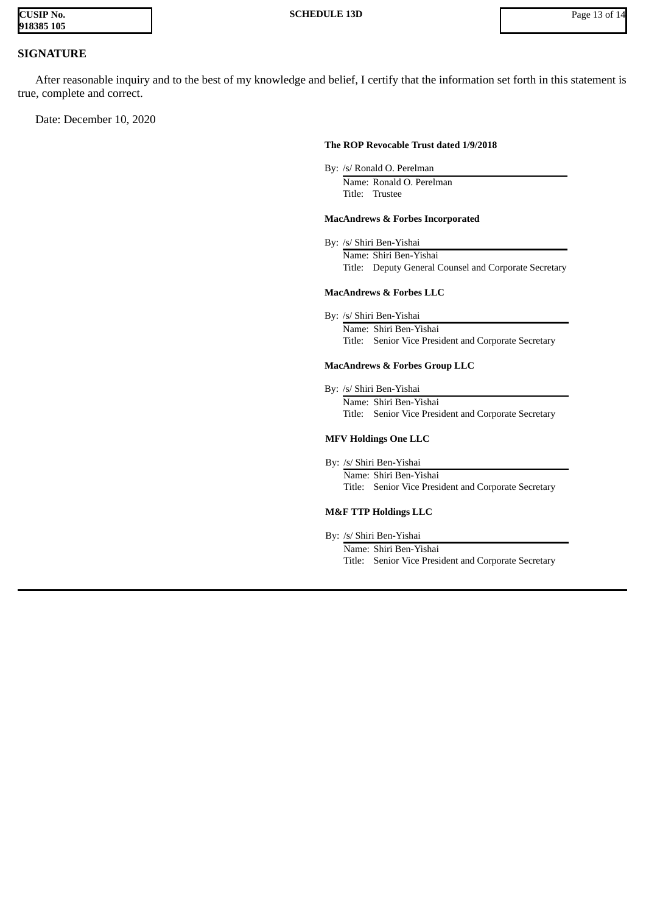## SIGNATURE

After reasonable inquiry and to the best of my knowledge and belief, I certify that the information set forth in this statement is true, complete and correct.

Date: December 10, 2020

**The ROP Revocable Trust dated 1/9/2018**

By: /s/ Ronald O. Perelman
Name: Ronald O. Perelman
Title: Trustee

**MacAndrews & Forbes Incorporated**

By: /s/ Shiri Ben-Yishai
Name: Shiri Ben-Yishai
Title: Deputy General Counsel and Corporate Secretary

**MacAndrews & Forbes LLC**

By: /s/ Shiri Ben-Yishai
Name: Shiri Ben-Yishai
Title: Senior Vice President and Corporate Secretary

**MacAndrews & Forbes Group LLC**

By: /s/ Shiri Ben-Yishai
Name: Shiri Ben-Yishai
Title: Senior Vice President and Corporate Secretary

**MFV Holdings One LLC**

By: /s/ Shiri Ben-Yishai
Name: Shiri Ben-Yishai
Title: Senior Vice President and Corporate Secretary

**M&F TTP Holdings LLC**

By: /s/ Shiri Ben-Yishai
Name: Shiri Ben-Yishai
Title: Senior Vice President and Corporate Secretary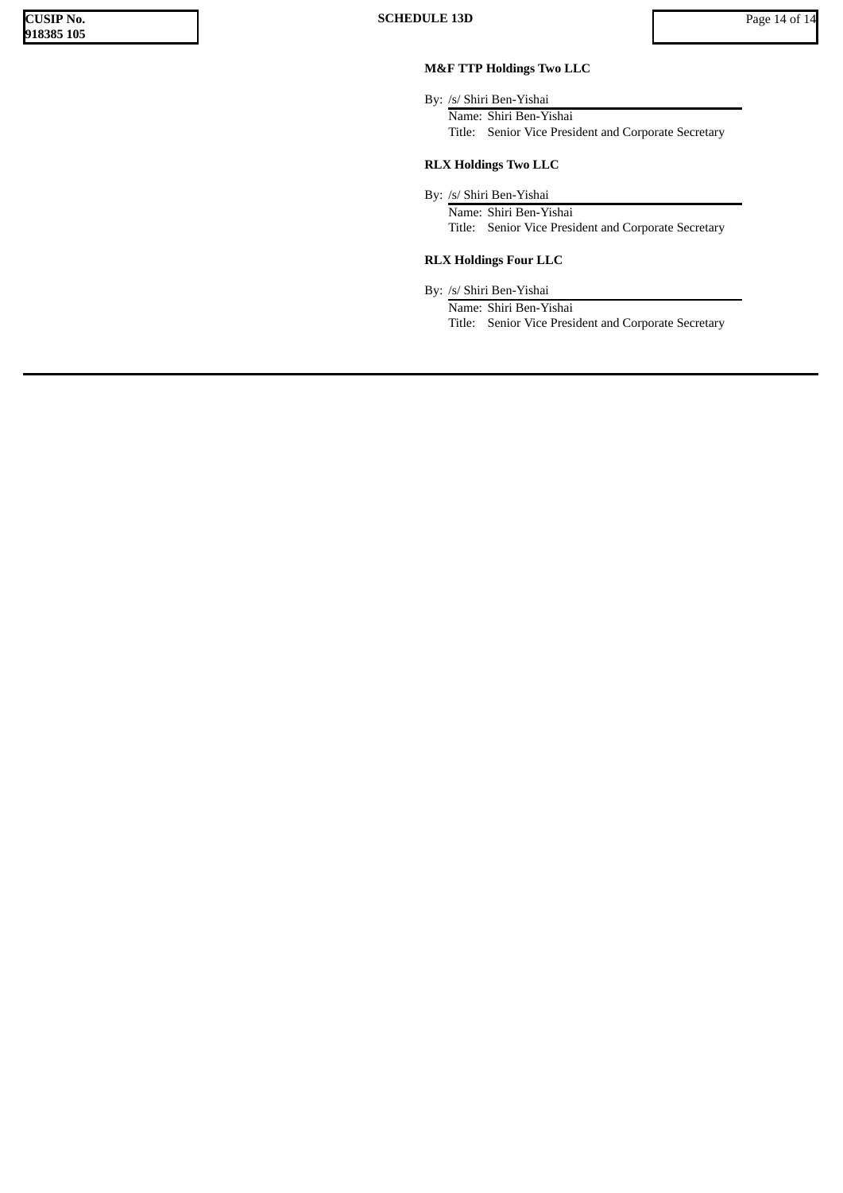**M&F TTP Holdings Two LLC**

By: /s/ Shiri Ben-Yishai

Name: Shiri Ben-Yishai

Title: Senior Vice President and Corporate Secretary

**RLX Holdings Two LLC**

By: /s/ Shiri Ben-Yishai

Name: Shiri Ben-Yishai

Title: Senior Vice President and Corporate Secretary

**RLX Holdings Four LLC**

By: /s/ Shiri Ben-Yishai

Name: Shiri Ben-Yishai

Title: Senior Vice President and Corporate Secretary